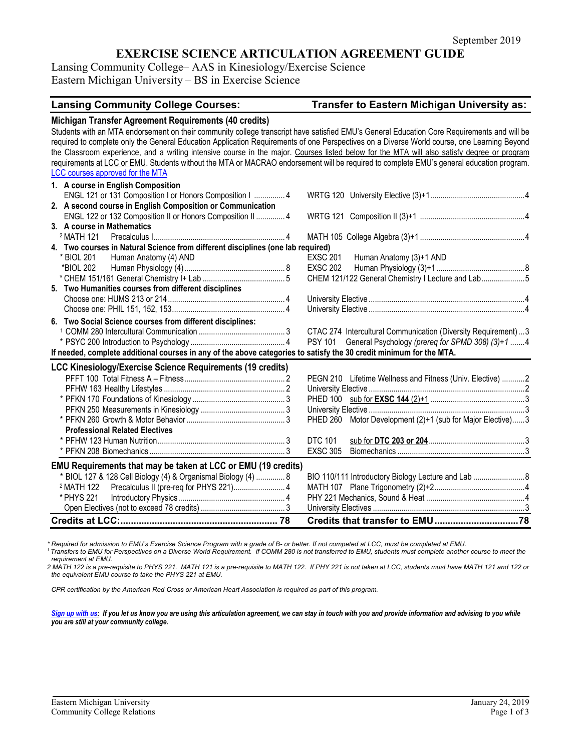September 2019

# EXERCISE SCIENCE ARTICULATION AGREEMENT GUIDE

Lansing Community College– AAS in Kinesiology/Exercise Science
Eastern Michigan University – BS in Exercise Science

| Lansing Community College Courses: | Transfer to Eastern Michigan University as: |
|---|---|
| **Michigan Transfer Agreement Requirements (40 credits)** | |
| Students with an MTA endorsement on their community college transcript have satisfied EMU's General Education Core Requirements and will be required to complete only the General Education Application Requirements of one Perspectives on a Diverse World course, one Learning Beyond the Classroom experience, and a writing intensive course in the major. Courses listed below for the MTA will also satisfy degree or program requirements at LCC or EMU. Students without the MTA or MACRAO endorsement will be required to complete EMU's general education program. LCC courses approved for the MTA | |
| **1. A course in English Composition** | |
| ENGL 121 or 131 Composition I or Honors Composition I ............... 4 | WRTG 120 University Elective (3)+1 ............................................. 4 |
| **2. A second course in English Composition or Communication** | |
| ENGL 122 or 132 Composition II or Honors Composition II ............. 4 | WRTG 121 Composition II (3)+1 .................................................. 4 |
| **3. A course in Mathematics** | |
| [2] MATH 121 Precalculus I ............................................................... 4 | MATH 105 College Algebra (3)+1 .................................................. 4 |
| **4. Two courses in Natural Science from different disciplines (one lab required)** | |
| * BIOL 201 Human Anatomy (4) AND | EXSC 201 Human Anatomy (3)+1 AND |
| *BIOL 202 Human Physiology (4) ................................................ 8 | EXSC 202 Human Physiology (3)+1 .......................................... 8 |
| * CHEM 151/161 General Chemistry I+ Lab ....................................... 5 | CHEM 121/122 General Chemistry I Lecture and Lab .................... 5 |
| **5. Two Humanities courses from different disciplines** | |
| Choose one: HUMS 213 or 214 ......................................................... 4 | University Elective ........................................................................... 4 |
| Choose one: PHIL 151, 152, 153 ...................................................... 4 | University Elective ........................................................................... 4 |
| **6. Two Social Science courses from different disciplines:** | |
| [1] COMM 280 Intercultural Communication .......................................... 3 | CTAC 274 Intercultural Communication (Diversity Requirement) ... 3 |
| * PSYC 200 Introduction to Psychology ............................................. 4 | PSY 101 General Psychology *(prereq for SPMD 308) (3)+1* ....... 4 |
| **If needed, complete additional courses in any of the above categories to satisfy the 30 credit minimum for the MTA.** | |
| **LCC Kinesiology/Exercise Science Requirements (19 credits)** | |
| PFFT 100 Total Fitness A – Fitness ................................................ 2 | PEGN 210 Lifetime Wellness and Fitness (Univ. Elective) ........... 2 |
| PFHW 163 Healthy Lifestyles ........................................................... 2 | University Elective ........................................................................... 2 |
| * PFKN 170 Foundations of Kinesiology ............................................ 3 | PHED 100 sub for **EXSC 144** (2)+1 ............................................. 3 |
| PFKN 250 Measurements in Kinesiology ......................................... 3 | University Elective ........................................................................... 3 |
| * PFKN 260 Growth & Motor Behavior ............................................... 3 | PHED 260 Motor Development (2)+1 (sub for Major Elective) ...... 3 |
| **Professional Related Electives** | |
| * PFHW 123 Human Nutrition ............................................................. 3 | DTC 101 sub for **DTC 203 or 204** ................................................ 3 |
| * PFKN 208 Biomechanics ................................................................. 3 | EXSC 305 Biomechanics ............................................................... 3 |
| **EMU Requirements that may be taken at LCC or EMU (19 credits)** | |
| * BIOL 127 & 128 Cell Biology (4) & Organismal Biology (4) .............. 8 | BIO 110/111 Introductory Biology Lecture and Lab ......................... 8 |
| [2] MATH 122 Precalculus II (pre-req for PHYS 221) ........................... 4 | MATH 107 Plane Trigonometry (2)+2 ............................................ 4 |
| * PHYS 221 Introductory Physics ...................................................... 4 | PHY 221 Mechanics, Sound & Heat ................................................ 4 |
| Open Electives (not to exceed 78 credits) ......................................... 3 | University Electives ......................................................................... 3 |
| **Credits at LCC: ........................................................... 78** | **Credits that transfer to EMU ................................ 78** |

*\* Required for admission to EMU's Exercise Science Program with a grade of B- or better. If not competed at LCC, must be completed at EMU.*

*[1] Transfers to EMU for Perspectives on a Diverse World Requirement. If COMM 280 is not transferred to EMU, students must complete another course to meet the requirement at EMU.*

*2 MATH 122 is a pre-requisite to PHYS 221. MATH 121 is a pre-requisite to MATH 122. If PHY 221 is not taken at LCC, students must have MATH 121 and 122 or the equivalent EMU course to take the PHYS 221 at EMU.*

*CPR certification by the American Red Cross or American Heart Association is required as part of this program.*

***Sign up with us:** If you let us know you are using this articulation agreement, we can stay in touch with you and provide information and advising to you while you are still at your community college.*

Eastern Michigan University
Community College Relations

January 24, 2019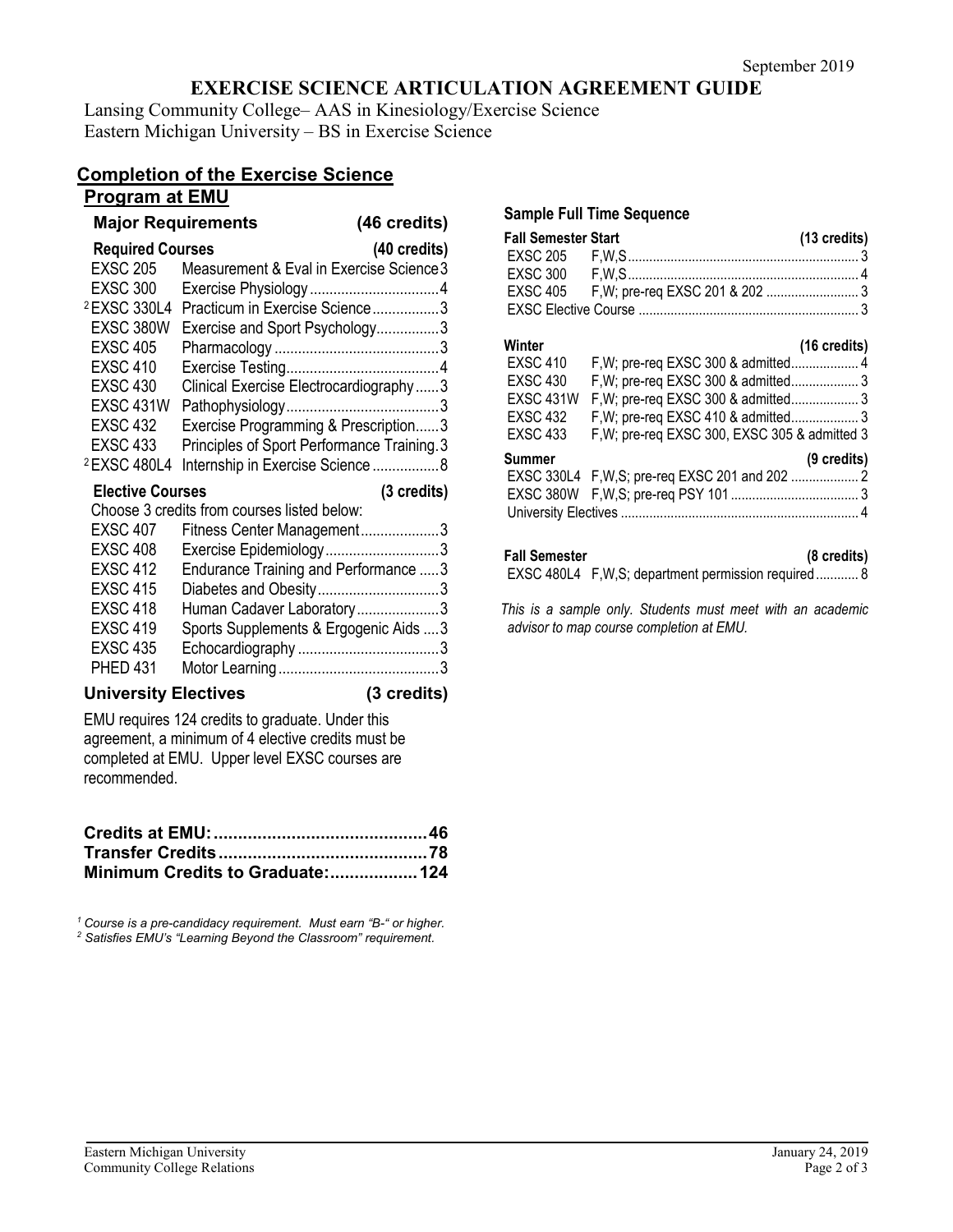September 2019

# EXERCISE SCIENCE ARTICULATION AGREEMENT GUIDE

Lansing Community College– AAS in Kinesiology/Exercise Science
Eastern Michigan University – BS in Exercise Science

## Completion of the Exercise Science Program at EMU

### Major Requirements (46 credits)

**Required Courses (40 credits)**

| Course | Title | Credits |
|---|---|---|
| EXSC 205 | Measurement & Eval in Exercise Science | 3 |
| EXSC 300 | Exercise Physiology | 4 |
| [2] EXSC 330L4 | Practicum in Exercise Science | 3 |
| EXSC 380W | Exercise and Sport Psychology | 3 |
| EXSC 405 | Pharmacology | 3 |
| EXSC 410 | Exercise Testing | 4 |
| EXSC 430 | Clinical Exercise Electrocardiography | 3 |
| EXSC 431W | Pathophysiology | 3 |
| EXSC 432 | Exercise Programming & Prescription | 3 |
| EXSC 433 | Principles of Sport Performance Training | 3 |
| [2] EXSC 480L4 | Internship in Exercise Science | 8 |

**Elective Courses (3 credits)**

Choose 3 credits from courses listed below:

| Course | Title | Credits |
|---|---|---|
| EXSC 407 | Fitness Center Management | 3 |
| EXSC 408 | Exercise Epidemiology | 3 |
| EXSC 412 | Endurance Training and Performance | 3 |
| EXSC 415 | Diabetes and Obesity | 3 |
| EXSC 418 | Human Cadaver Laboratory | 3 |
| EXSC 419 | Sports Supplements & Ergogenic Aids | 3 |
| EXSC 435 | Echocardiography | 3 |
| PHED 431 | Motor Learning | 3 |

### University Electives (3 credits)

EMU requires 124 credits to graduate. Under this agreement, a minimum of 4 elective credits must be completed at EMU. Upper level EXSC courses are recommended.

| | |
|---|---|
| **Credits at EMU:** | **46** |
| **Transfer Credits** | **78** |
| **Minimum Credits to Graduate:** | **124** |

*[1] Course is a pre-candidacy requirement. Must earn "B-" or higher.*
*[2] Satisfies EMU's "Learning Beyond the Classroom" requirement.*

### Sample Full Time Sequence

**Fall Semester Start (13 credits)**

| Course | Notes | Credits |
|---|---|---|
| EXSC 205 | F,W,S | 3 |
| EXSC 300 | F,W,S | 4 |
| EXSC 405 | F,W; pre-req EXSC 201 & 202 | 3 |
| EXSC Elective Course | | 3 |

**Winter (16 credits)**

| Course | Notes | Credits |
|---|---|---|
| EXSC 410 | F,W; pre-req EXSC 300 & admitted | 4 |
| EXSC 430 | F,W; pre-req EXSC 300 & admitted | 3 |
| EXSC 431W | F,W; pre-req EXSC 300 & admitted | 3 |
| EXSC 432 | F,W; pre-req EXSC 410 & admitted | 3 |
| EXSC 433 | F,W; pre-req EXSC 300, EXSC 305 & admitted | 3 |

**Summer (9 credits)**

| Course | Notes | Credits |
|---|---|---|
| EXSC 330L4 | F,W,S; pre-req EXSC 201 and 202 | 2 |
| EXSC 380W | F,W,S; pre-req PSY 101 | 3 |
| University Electives | | 4 |

**Fall Semester (8 credits)**

| Course | Notes | Credits |
|---|---|---|
| EXSC 480L4 | F,W,S; department permission required | 8 |

*This is a sample only. Students must meet with an academic advisor to map course completion at EMU.*

Eastern Michigan University
Community College Relations

January 24, 2019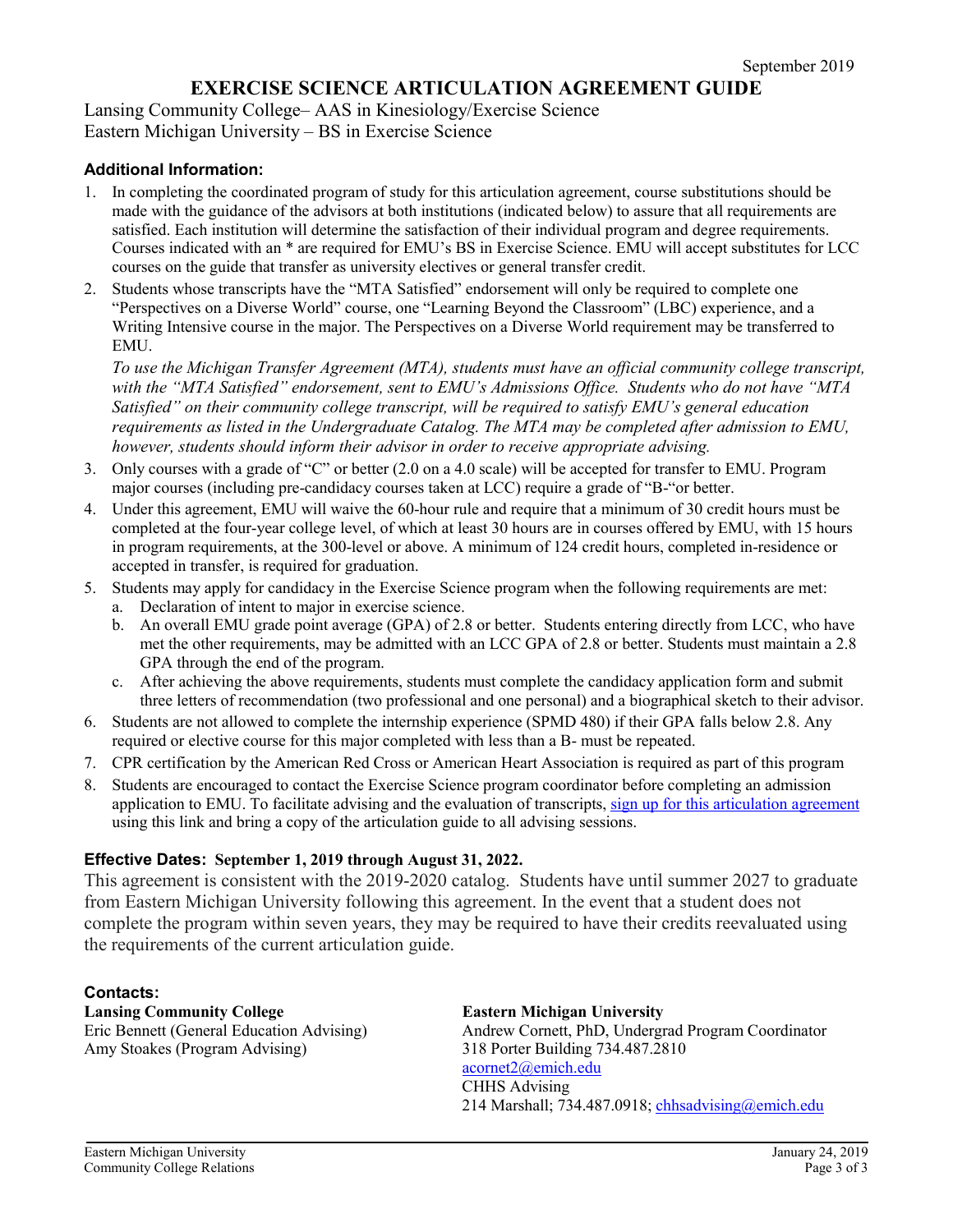September 2019

# EXERCISE SCIENCE ARTICULATION AGREEMENT GUIDE

Lansing Community College– AAS in Kinesiology/Exercise Science
Eastern Michigan University – BS in Exercise Science

### Additional Information:

1. In completing the coordinated program of study for this articulation agreement, course substitutions should be made with the guidance of the advisors at both institutions (indicated below) to assure that all requirements are satisfied. Each institution will determine the satisfaction of their individual program and degree requirements. Courses indicated with an * are required for EMU's BS in Exercise Science. EMU will accept substitutes for LCC courses on the guide that transfer as university electives or general transfer credit.
2. Students whose transcripts have the "MTA Satisfied" endorsement will only be required to complete one "Perspectives on a Diverse World" course, one "Learning Beyond the Classroom" (LBC) experience, and a Writing Intensive course in the major. The Perspectives on a Diverse World requirement may be transferred to EMU.

   *To use the Michigan Transfer Agreement (MTA), students must have an official community college transcript, with the "MTA Satisfied" endorsement, sent to EMU's Admissions Office. Students who do not have "MTA Satisfied" on their community college transcript, will be required to satisfy EMU's general education requirements as listed in the Undergraduate Catalog. The MTA may be completed after admission to EMU, however, students should inform their advisor in order to receive appropriate advising.*
3. Only courses with a grade of "C" or better (2.0 on a 4.0 scale) will be accepted for transfer to EMU. Program major courses (including pre-candidacy courses taken at LCC) require a grade of "B-"or better.
4. Under this agreement, EMU will waive the 60-hour rule and require that a minimum of 30 credit hours must be completed at the four-year college level, of which at least 30 hours are in courses offered by EMU, with 15 hours in program requirements, at the 300-level or above. A minimum of 124 credit hours, completed in-residence or accepted in transfer, is required for graduation.
5. Students may apply for candidacy in the Exercise Science program when the following requirements are met:
   a. Declaration of intent to major in exercise science.
   b. An overall EMU grade point average (GPA) of 2.8 or better. Students entering directly from LCC, who have met the other requirements, may be admitted with an LCC GPA of 2.8 or better. Students must maintain a 2.8 GPA through the end of the program.
   c. After achieving the above requirements, students must complete the candidacy application form and submit three letters of recommendation (two professional and one personal) and a biographical sketch to their advisor.
6. Students are not allowed to complete the internship experience (SPMD 480) if their GPA falls below 2.8. Any required or elective course for this major completed with less than a B- must be repeated.
7. CPR certification by the American Red Cross or American Heart Association is required as part of this program
8. Students are encouraged to contact the Exercise Science program coordinator before completing an admission application to EMU. To facilitate advising and the evaluation of transcripts, sign up for this articulation agreement using this link and bring a copy of the articulation guide to all advising sessions.

### Effective Dates: September 1, 2019 through August 31, 2022.

This agreement is consistent with the 2019-2020 catalog. Students have until summer 2027 to graduate from Eastern Michigan University following this agreement. In the event that a student does not complete the program within seven years, they may be required to have their credits reevaluated using the requirements of the current articulation guide.

### Contacts:

**Lansing Community College**
Eric Bennett (General Education Advising)
Amy Stoakes (Program Advising)

**Eastern Michigan University**
Andrew Cornett, PhD, Undergrad Program Coordinator
318 Porter Building 734.487.2810
acornet2@emich.edu
CHHS Advising
214 Marshall; 734.487.0918; chhsadvising@emich.edu

Eastern Michigan University
Community College Relations

January 24, 2019